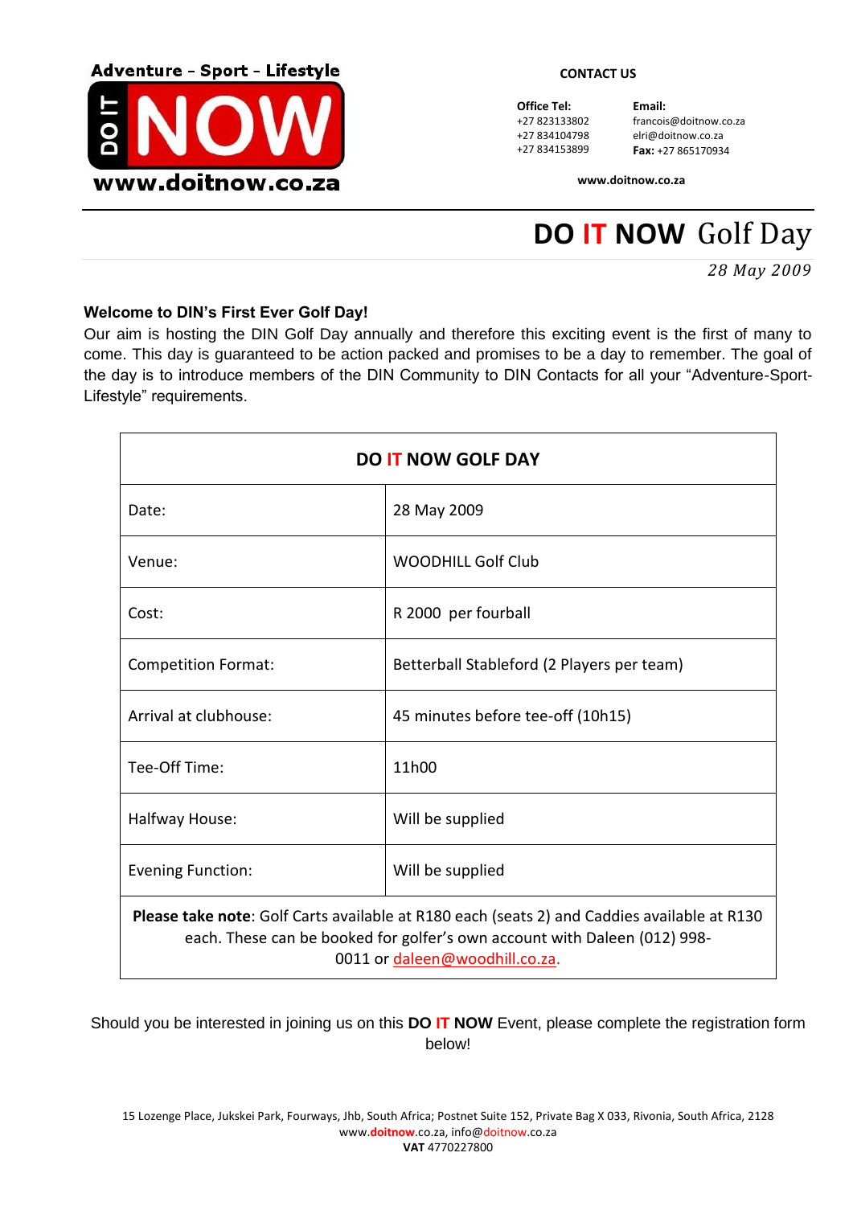Adventure - Sport - Lifestyle

DO IT NOW

www.doitnow.co.za

**CONTACT US**

**Office Tel:**
+27 823133802
+27 834104798
+27 834153899

**Email:**
francois@doitnow.co.za
elri@doitnow.co.za
**Fax:** +27 865170934

**www.doitnow.co.za**

# DO IT NOW Golf Day

*28 May 2009*

**Welcome to DIN's First Ever Golf Day!**

Our aim is hosting the DIN Golf Day annually and therefore this exciting event is the first of many to come. This day is guaranteed to be action packed and promises to be a day to remember. The goal of the day is to introduce members of the DIN Community to DIN Contacts for all your "Adventure-Sport-Lifestyle" requirements.

| **DO IT NOW GOLF DAY** | |
|---|---|
| Date: | 28 May 2009 |
| Venue: | WOODHILL Golf Club |
| Cost: | R 2000 per fourball |
| Competition Format: | Betterball Stableford (2 Players per team) |
| Arrival at clubhouse: | 45 minutes before tee-off (10h15) |
| Tee-Off Time: | 11h00 |
| Halfway House: | Will be supplied |
| Evening Function: | Will be supplied |
| **Please take note**: Golf Carts available at R180 each (seats 2) and Caddies available at R130 each. These can be booked for golfer's own account with Daleen (012) 998-0011 or daleen@woodhill.co.za. | |

Should you be interested in joining us on this **DO IT NOW** Event, please complete the registration form below!

15 Lozenge Place, Jukskei Park, Fourways, Jhb, South Africa; Postnet Suite 152, Private Bag X 033, Rivonia, South Africa, 2128
www.**doitnow**.co.za, info@doitnow.co.za
**VAT** 4770227800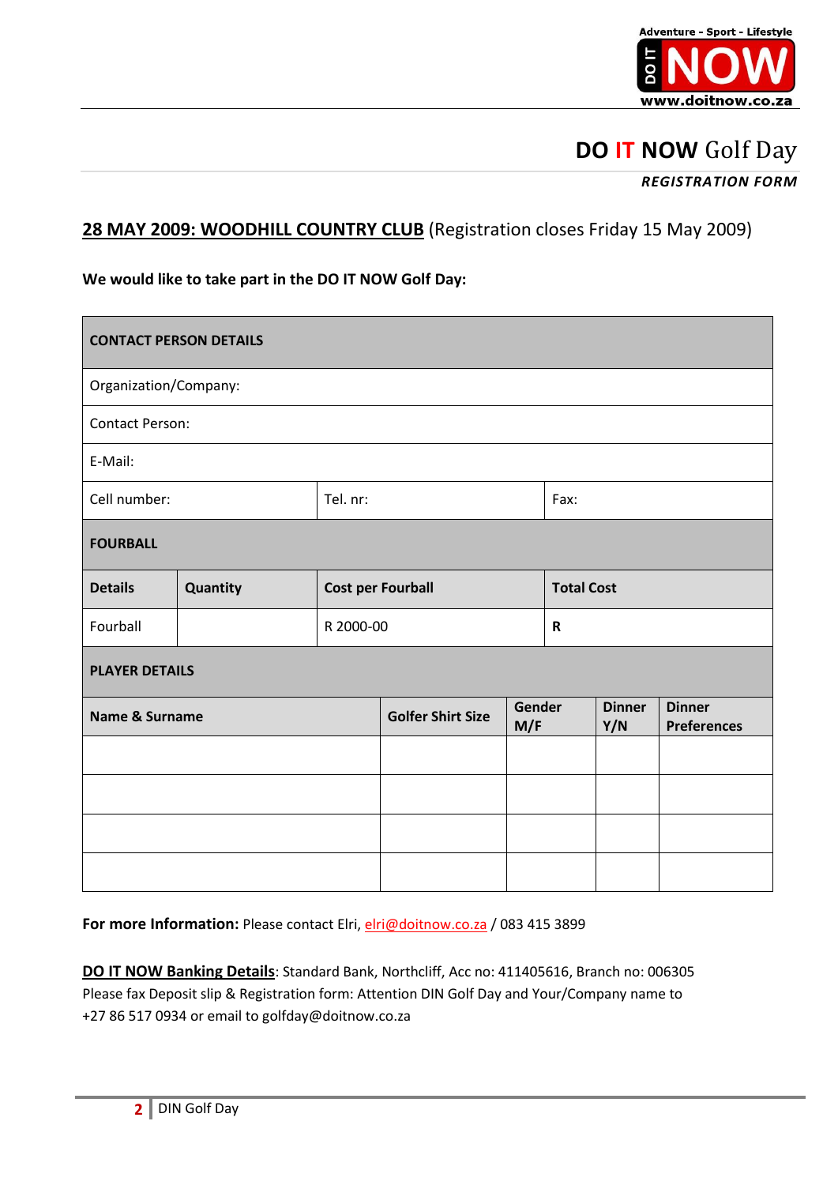# DO IT NOW Golf Day

***REGISTRATION FORM***

**28 MAY 2009: WOODHILL COUNTRY CLUB** (Registration closes Friday 15 May 2009)

**We would like to take part in the DO IT NOW Golf Day:**

| **CONTACT PERSON DETAILS** | | |
|---|---|---|
| Organization/Company: | | |
| Contact Person: | | |
| E-Mail: | | |
| Cell number: | Tel. nr: | Fax: |

| **FOURBALL** | | | |
|---|---|---|---|
| **Details** | **Quantity** | **Cost per Fourball** | **Total Cost** |
| Fourball | | R 2000-00 | **R** |

| **PLAYER DETAILS** | | | | |
|---|---|---|---|---|
| **Name & Surname** | **Golfer Shirt Size** | **Gender M/F** | **Dinner Y/N** | **Dinner Preferences** |
| | | | | |
| | | | | |
| | | | | |
| | | | | |

**For more Information:** Please contact Elri, elri@doitnow.co.za / 083 415 3899

**DO IT NOW Banking Details**: Standard Bank, Northcliff, Acc no: 411405616, Branch no: 006305
Please fax Deposit slip & Registration form: Attention DIN Golf Day and Your/Company name to +27 86 517 0934 or email to golfday@doitnow.co.za